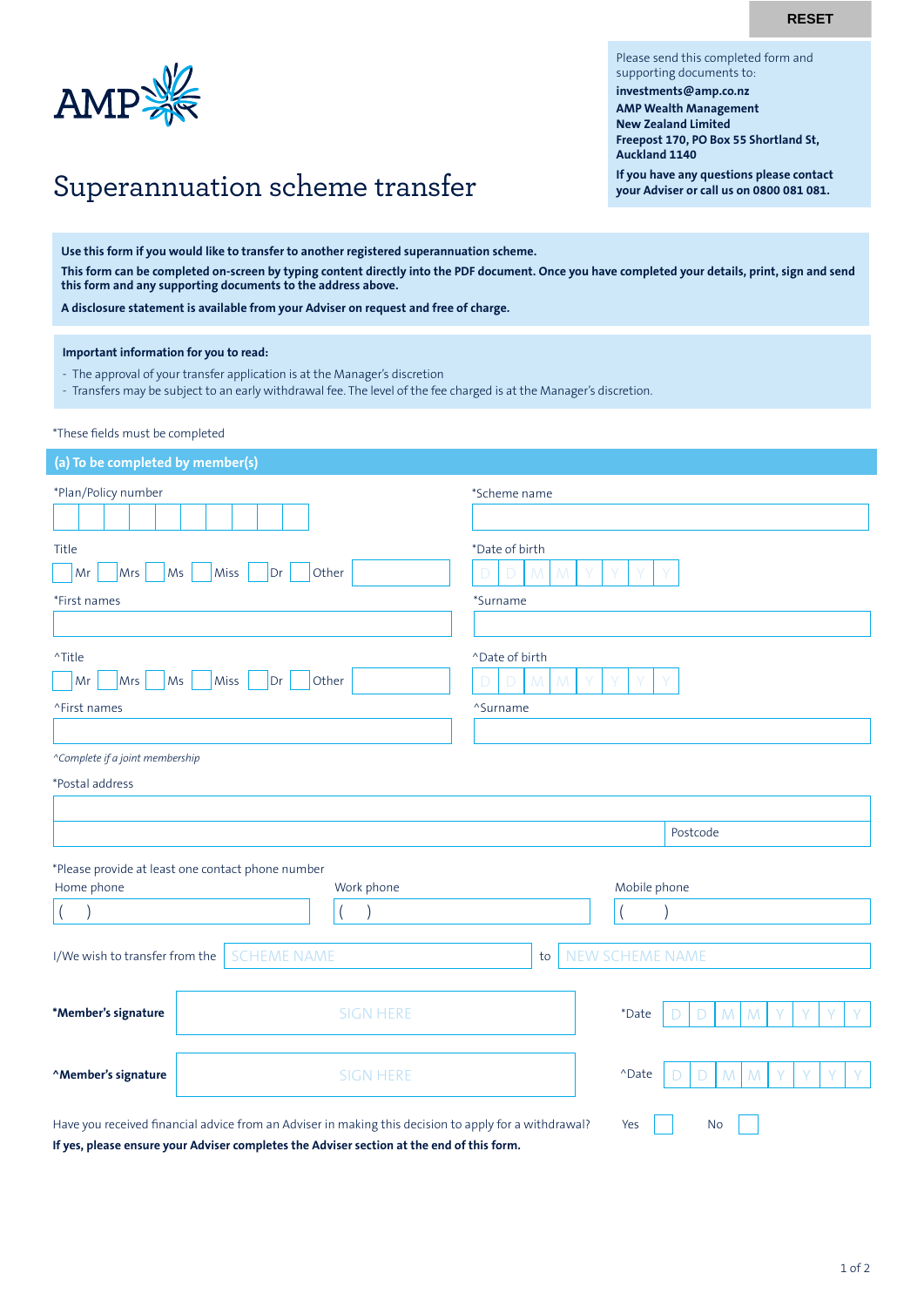RESET

AMP

# Superannuation scheme transfer

Please send this completed form and supporting documents to:
**investments@amp.co.nz**
**AMP Wealth Management New Zealand Limited**
**Freepost 170, PO Box 55 Shortland St, Auckland 1140**

**If you have any questions please contact your Adviser or call us on 0800 081 081.**

**Use this form if you would like to transfer to another registered superannuation scheme.**

**This form can be completed on-screen by typing content directly into the PDF document. Once you have completed your details, print, sign and send this form and any supporting documents to the address above.**

**A disclosure statement is available from your Adviser on request and free of charge.**

**Important information for you to read:**

- The approval of your transfer application is at the Manager's discretion
- Transfers may be subject to an early withdrawal fee. The level of the fee charged is at the Manager's discretion.

*These fields must be completed

## (a) To be completed by member(s)

*Plan/Policy number

*Scheme name

Title
☐ Mr ☐ Mrs ☐ Ms ☐ Miss ☐ Dr ☐ Other

*Date of birth D D M M Y Y Y Y

*First names

*Surname

^Title
☐ Mr ☐ Mrs ☐ Ms ☐ Miss ☐ Dr ☐ Other

^Date of birth D D M M Y Y Y Y

^First names

^Surname

*^Complete if a joint membership*

*Postal address

Postcode

*Please provide at least one contact phone number

Home phone ( )

Work phone ( )

Mobile phone ( )

I/We wish to transfer from the SCHEME NAME to NEW SCHEME NAME

**\*Member's signature** SIGN HERE *Date D D M M Y Y Y Y

**^Member's signature** SIGN HERE ^Date D D M M Y Y Y Y

Have you received financial advice from an Adviser in making this decision to apply for a withdrawal? Yes ☐ No ☐

**If yes, please ensure your Adviser completes the Adviser section at the end of this form.**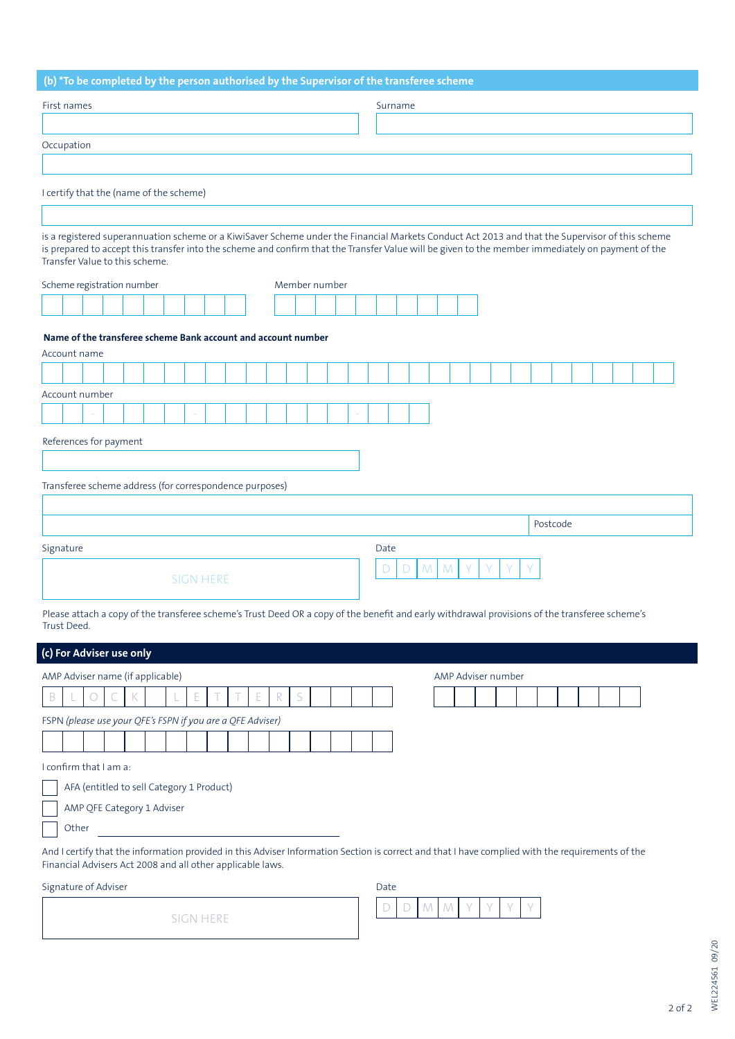## (b) *To be completed by the person authorised by the Supervisor of the transferee scheme

First names

Surname

Occupation

I certify that the (name of the scheme)

is a registered superannuation scheme or a KiwiSaver Scheme under the Financial Markets Conduct Act 2013 and that the Supervisor of this scheme is prepared to accept this transfer into the scheme and confirm that the Transfer Value will be given to the member immediately on payment of the Transfer Value to this scheme.

Scheme registration number

Member number

**Name of the transferee scheme Bank account and account number**

Account name

Account number

References for payment

Transferee scheme address (for correspondence purposes)

Postcode

Signature

SIGN HERE

Date

D D M M Y Y Y Y

Please attach a copy of the transferee scheme's Trust Deed OR a copy of the benefit and early withdrawal provisions of the transferee scheme's Trust Deed.

## (c) For Adviser use only

AMP Adviser name (if applicable)

B L O C K L E T T E R S

AMP Adviser number

FSPN *(please use your QFE's FSPN if you are a QFE Adviser)*

I confirm that I am a:

- ☐ AFA (entitled to sell Category 1 Product)
- ☐ AMP QFE Category 1 Adviser
- ☐ Other ______________________

And I certify that the information provided in this Adviser Information Section is correct and that I have complied with the requirements of the Financial Advisers Act 2008 and all other applicable laws.

Signature of Adviser

SIGN HERE

Date

D D M M Y Y Y Y

WEL224561 09/20